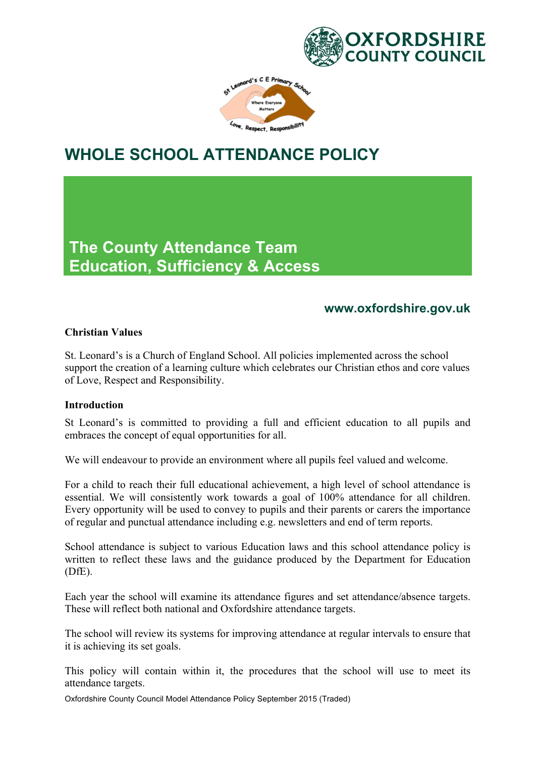# WHOLE SCHOOL ATTENDANCE POLICY

**The County Attendance Team**
**Education, Sufficiency & Access**

**www.oxfordshire.gov.uk**

**Christian Values**

St. Leonard's is a Church of England School. All policies implemented across the school support the creation of a learning culture which celebrates our Christian ethos and core values of Love, Respect and Responsibility.

**Introduction**

St Leonard's is committed to providing a full and efficient education to all pupils and embraces the concept of equal opportunities for all.

We will endeavour to provide an environment where all pupils feel valued and welcome.

For a child to reach their full educational achievement, a high level of school attendance is essential. We will consistently work towards a goal of 100% attendance for all children. Every opportunity will be used to convey to pupils and their parents or carers the importance of regular and punctual attendance including e.g. newsletters and end of term reports.

School attendance is subject to various Education laws and this school attendance policy is written to reflect these laws and the guidance produced by the Department for Education (DfE).

Each year the school will examine its attendance figures and set attendance/absence targets. These will reflect both national and Oxfordshire attendance targets.

The school will review its systems for improving attendance at regular intervals to ensure that it is achieving its set goals.

This policy will contain within it, the procedures that the school will use to meet its attendance targets.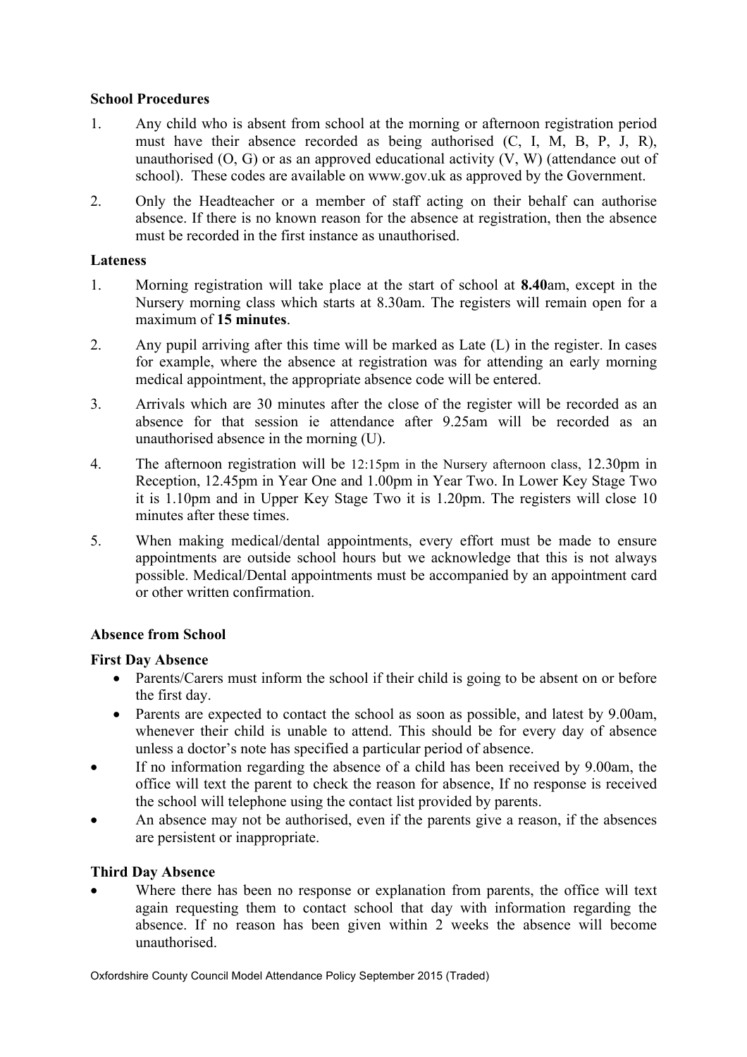**School Procedures**

1. Any child who is absent from school at the morning or afternoon registration period must have their absence recorded as being authorised (C, I, M, B, P, J, R), unauthorised (O, G) or as an approved educational activity (V, W) (attendance out of school). These codes are available on www.gov.uk as approved by the Government.
2. Only the Headteacher or a member of staff acting on their behalf can authorise absence. If there is no known reason for the absence at registration, then the absence must be recorded in the first instance as unauthorised.

**Lateness**

1. Morning registration will take place at the start of school at **8.40**am, except in the Nursery morning class which starts at 8.30am. The registers will remain open for a maximum of **15 minutes**.
2. Any pupil arriving after this time will be marked as Late (L) in the register. In cases for example, where the absence at registration was for attending an early morning medical appointment, the appropriate absence code will be entered.
3. Arrivals which are 30 minutes after the close of the register will be recorded as an absence for that session ie attendance after 9.25am will be recorded as an unauthorised absence in the morning (U).
4. The afternoon registration will be 12:15pm in the Nursery afternoon class, 12.30pm in Reception, 12.45pm in Year One and 1.00pm in Year Two. In Lower Key Stage Two it is 1.10pm and in Upper Key Stage Two it is 1.20pm. The registers will close 10 minutes after these times.
5. When making medical/dental appointments, every effort must be made to ensure appointments are outside school hours but we acknowledge that this is not always possible. Medical/Dental appointments must be accompanied by an appointment card or other written confirmation.

**Absence from School**

**First Day Absence**

- Parents/Carers must inform the school if their child is going to be absent on or before the first day.
- Parents are expected to contact the school as soon as possible, and latest by 9.00am, whenever their child is unable to attend. This should be for every day of absence unless a doctor's note has specified a particular period of absence.
- If no information regarding the absence of a child has been received by 9.00am, the office will text the parent to check the reason for absence, If no response is received the school will telephone using the contact list provided by parents.
- An absence may not be authorised, even if the parents give a reason, if the absences are persistent or inappropriate.

**Third Day Absence**

- Where there has been no response or explanation from parents, the office will text again requesting them to contact school that day with information regarding the absence. If no reason has been given within 2 weeks the absence will become unauthorised.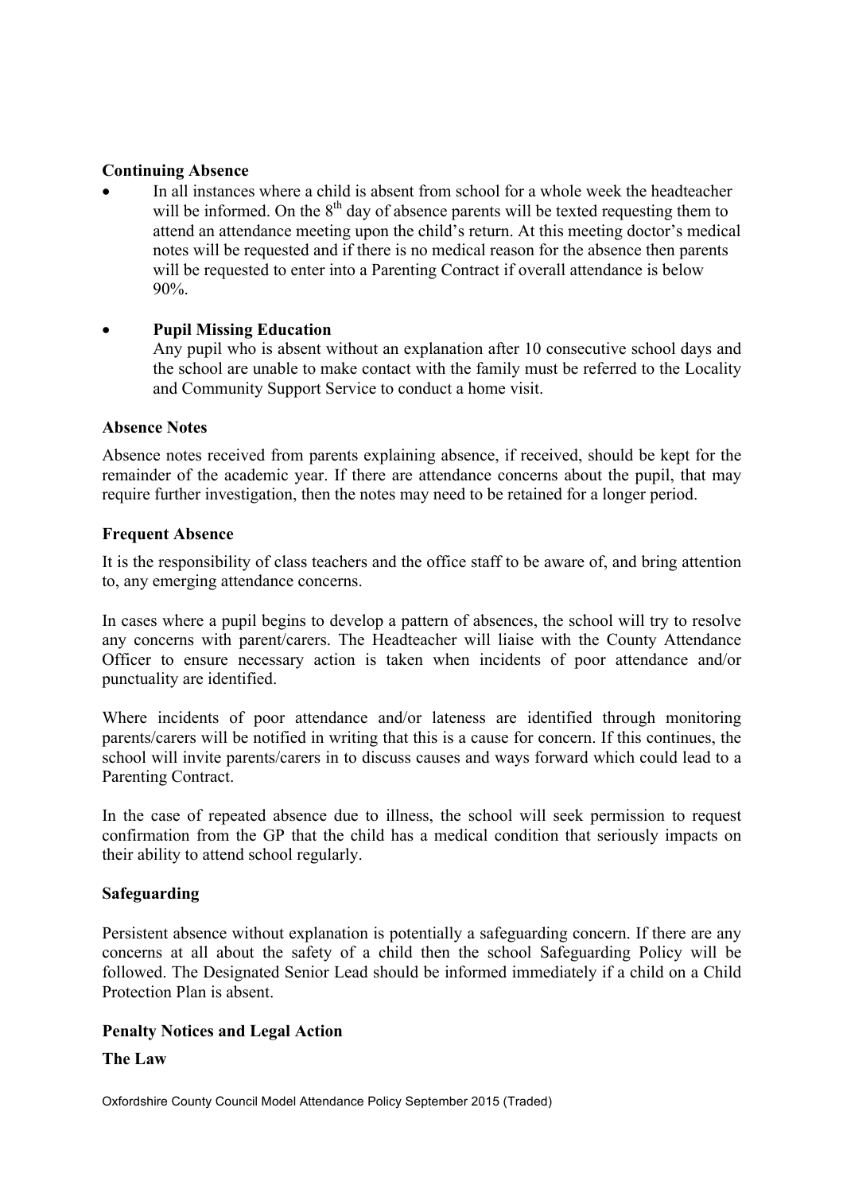**Continuing Absence**

- In all instances where a child is absent from school for a whole week the headteacher will be informed. On the 8th day of absence parents will be texted requesting them to attend an attendance meeting upon the child's return. At this meeting doctor's medical notes will be requested and if there is no medical reason for the absence then parents will be requested to enter into a Parenting Contract if overall attendance is below 90%.

- **Pupil Missing Education**
  Any pupil who is absent without an explanation after 10 consecutive school days and the school are unable to make contact with the family must be referred to the Locality and Community Support Service to conduct a home visit.

**Absence Notes**

Absence notes received from parents explaining absence, if received, should be kept for the remainder of the academic year. If there are attendance concerns about the pupil, that may require further investigation, then the notes may need to be retained for a longer period.

**Frequent Absence**

It is the responsibility of class teachers and the office staff to be aware of, and bring attention to, any emerging attendance concerns.

In cases where a pupil begins to develop a pattern of absences, the school will try to resolve any concerns with parent/carers. The Headteacher will liaise with the County Attendance Officer to ensure necessary action is taken when incidents of poor attendance and/or punctuality are identified.

Where incidents of poor attendance and/or lateness are identified through monitoring parents/carers will be notified in writing that this is a cause for concern. If this continues, the school will invite parents/carers in to discuss causes and ways forward which could lead to a Parenting Contract.

In the case of repeated absence due to illness, the school will seek permission to request confirmation from the GP that the child has a medical condition that seriously impacts on their ability to attend school regularly.

**Safeguarding**

Persistent absence without explanation is potentially a safeguarding concern. If there are any concerns at all about the safety of a child then the school Safeguarding Policy will be followed. The Designated Senior Lead should be informed immediately if a child on a Child Protection Plan is absent.

**Penalty Notices and Legal Action**

**The Law**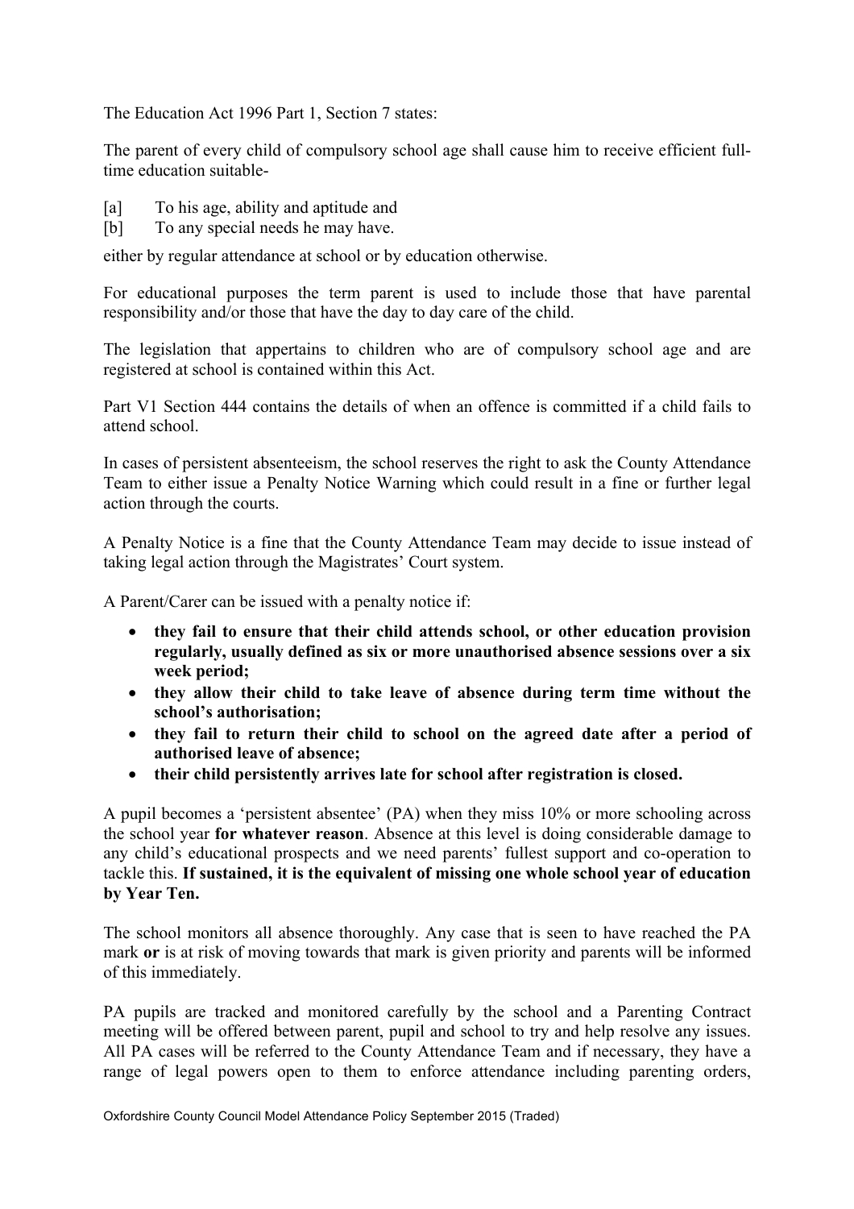The Education Act 1996 Part 1, Section 7 states:

The parent of every child of compulsory school age shall cause him to receive efficient full-time education suitable-

[a] To his age, ability and aptitude and
[b] To any special needs he may have.

either by regular attendance at school or by education otherwise.

For educational purposes the term parent is used to include those that have parental responsibility and/or those that have the day to day care of the child.

The legislation that appertains to children who are of compulsory school age and are registered at school is contained within this Act.

Part V1 Section 444 contains the details of when an offence is committed if a child fails to attend school.

In cases of persistent absenteeism, the school reserves the right to ask the County Attendance Team to either issue a Penalty Notice Warning which could result in a fine or further legal action through the courts.

A Penalty Notice is a fine that the County Attendance Team may decide to issue instead of taking legal action through the Magistrates' Court system.

A Parent/Carer can be issued with a penalty notice if:

- **they fail to ensure that their child attends school, or other education provision regularly, usually defined as six or more unauthorised absence sessions over a six week period;**
- **they allow their child to take leave of absence during term time without the school's authorisation;**
- **they fail to return their child to school on the agreed date after a period of authorised leave of absence;**
- **their child persistently arrives late for school after registration is closed.**

A pupil becomes a 'persistent absentee' (PA) when they miss 10% or more schooling across the school year **for whatever reason**. Absence at this level is doing considerable damage to any child's educational prospects and we need parents' fullest support and co-operation to tackle this. **If sustained, it is the equivalent of missing one whole school year of education by Year Ten.**

The school monitors all absence thoroughly. Any case that is seen to have reached the PA mark **or** is at risk of moving towards that mark is given priority and parents will be informed of this immediately.

PA pupils are tracked and monitored carefully by the school and a Parenting Contract meeting will be offered between parent, pupil and school to try and help resolve any issues. All PA cases will be referred to the County Attendance Team and if necessary, they have a range of legal powers open to them to enforce attendance including parenting orders,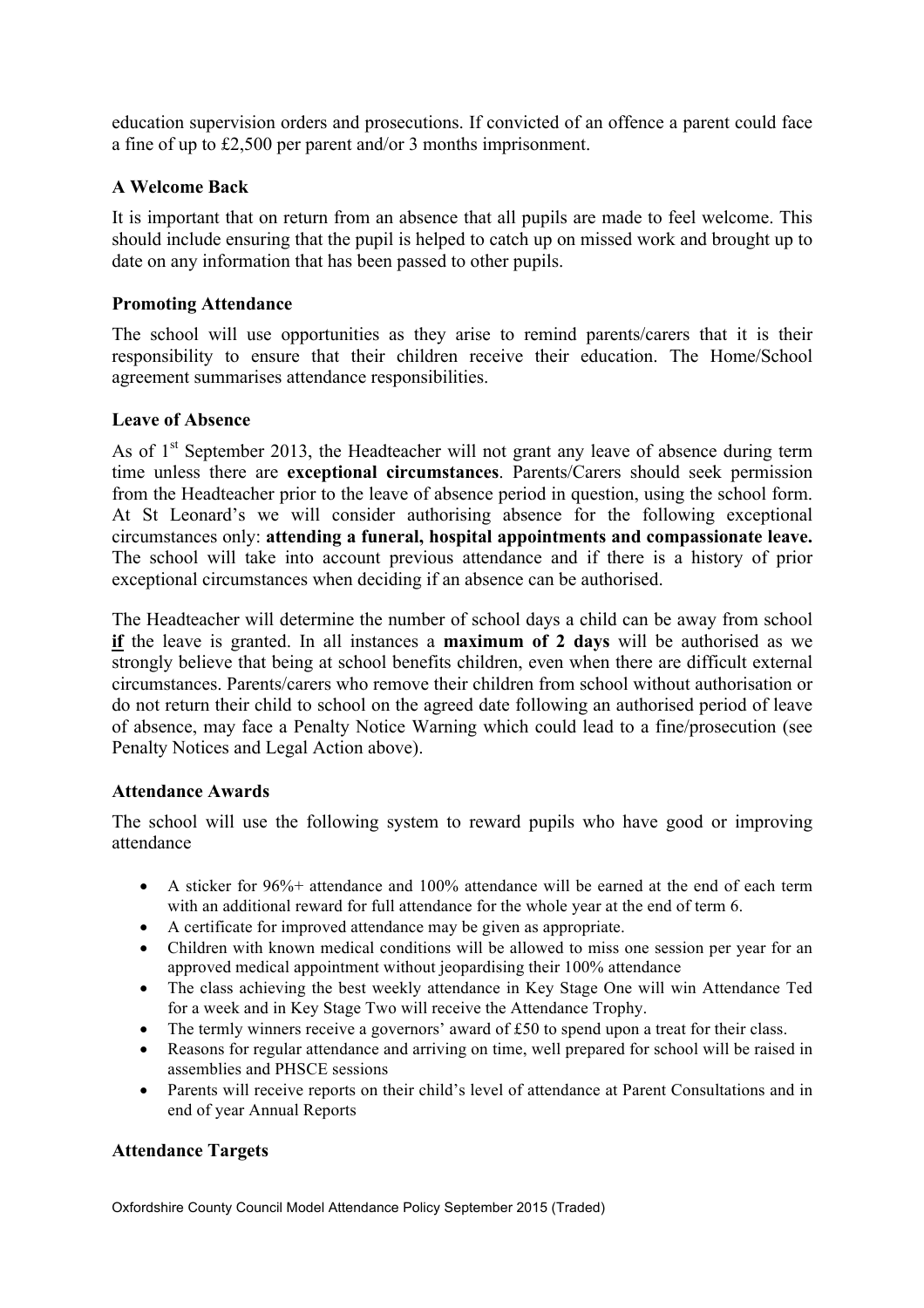education supervision orders and prosecutions. If convicted of an offence a parent could face a fine of up to £2,500 per parent and/or 3 months imprisonment.

### A Welcome Back

It is important that on return from an absence that all pupils are made to feel welcome. This should include ensuring that the pupil is helped to catch up on missed work and brought up to date on any information that has been passed to other pupils.

### Promoting Attendance

The school will use opportunities as they arise to remind parents/carers that it is their responsibility to ensure that their children receive their education. The Home/School agreement summarises attendance responsibilities.

### Leave of Absence

As of 1st September 2013, the Headteacher will not grant any leave of absence during term time unless there are **exceptional circumstances**. Parents/Carers should seek permission from the Headteacher prior to the leave of absence period in question, using the school form. At St Leonard's we will consider authorising absence for the following exceptional circumstances only: **attending a funeral, hospital appointments and compassionate leave.** The school will take into account previous attendance and if there is a history of prior exceptional circumstances when deciding if an absence can be authorised.

The Headteacher will determine the number of school days a child can be away from school **if** the leave is granted. In all instances a **maximum of 2 days** will be authorised as we strongly believe that being at school benefits children, even when there are difficult external circumstances. Parents/carers who remove their children from school without authorisation or do not return their child to school on the agreed date following an authorised period of leave of absence, may face a Penalty Notice Warning which could lead to a fine/prosecution (see Penalty Notices and Legal Action above).

### Attendance Awards

The school will use the following system to reward pupils who have good or improving attendance

- A sticker for 96%+ attendance and 100% attendance will be earned at the end of each term with an additional reward for full attendance for the whole year at the end of term 6.
- A certificate for improved attendance may be given as appropriate.
- Children with known medical conditions will be allowed to miss one session per year for an approved medical appointment without jeopardising their 100% attendance
- The class achieving the best weekly attendance in Key Stage One will win Attendance Ted for a week and in Key Stage Two will receive the Attendance Trophy.
- The termly winners receive a governors' award of £50 to spend upon a treat for their class.
- Reasons for regular attendance and arriving on time, well prepared for school will be raised in assemblies and PHSCE sessions
- Parents will receive reports on their child's level of attendance at Parent Consultations and in end of year Annual Reports

### Attendance Targets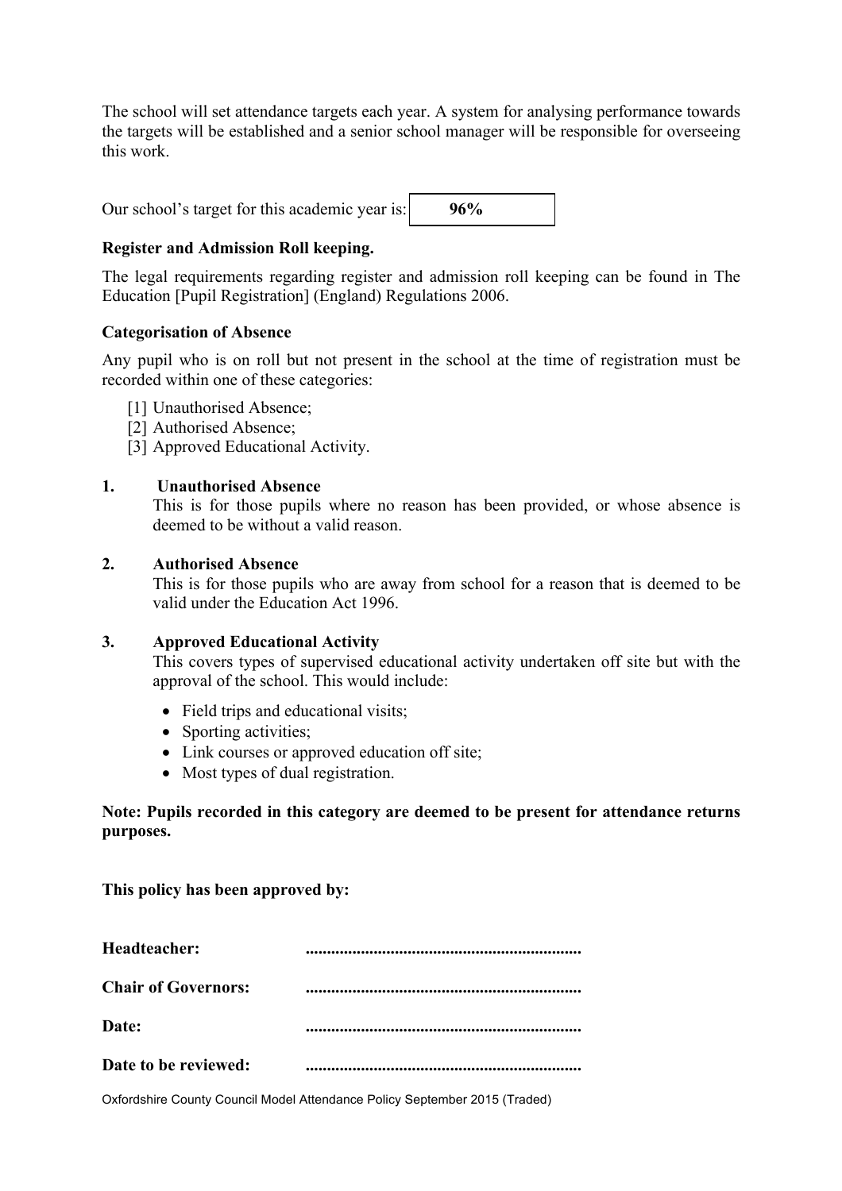The school will set attendance targets each year. A system for analysing performance towards the targets will be established and a senior school manager will be responsible for overseeing this work.

Our school's target for this academic year is: **96%**

**Register and Admission Roll keeping.**

The legal requirements regarding register and admission roll keeping can be found in The Education [Pupil Registration] (England) Regulations 2006.

**Categorisation of Absence**

Any pupil who is on roll but not present in the school at the time of registration must be recorded within one of these categories:

[1] Unauthorised Absence;
[2] Authorised Absence;
[3] Approved Educational Activity.

**1. Unauthorised Absence**

This is for those pupils where no reason has been provided, or whose absence is deemed to be without a valid reason.

**2. Authorised Absence**

This is for those pupils who are away from school for a reason that is deemed to be valid under the Education Act 1996.

**3. Approved Educational Activity**

This covers types of supervised educational activity undertaken off site but with the approval of the school. This would include:

- Field trips and educational visits;
- Sporting activities;
- Link courses or approved education off site;
- Most types of dual registration.

**Note: Pupils recorded in this category are deemed to be present for attendance returns purposes.**

**This policy has been approved by:**

**Headteacher:** ................................................................

**Chair of Governors:** ................................................................

**Date:** ................................................................

**Date to be reviewed:** ................................................................

Oxfordshire County Council Model Attendance Policy September 2015 (Traded)